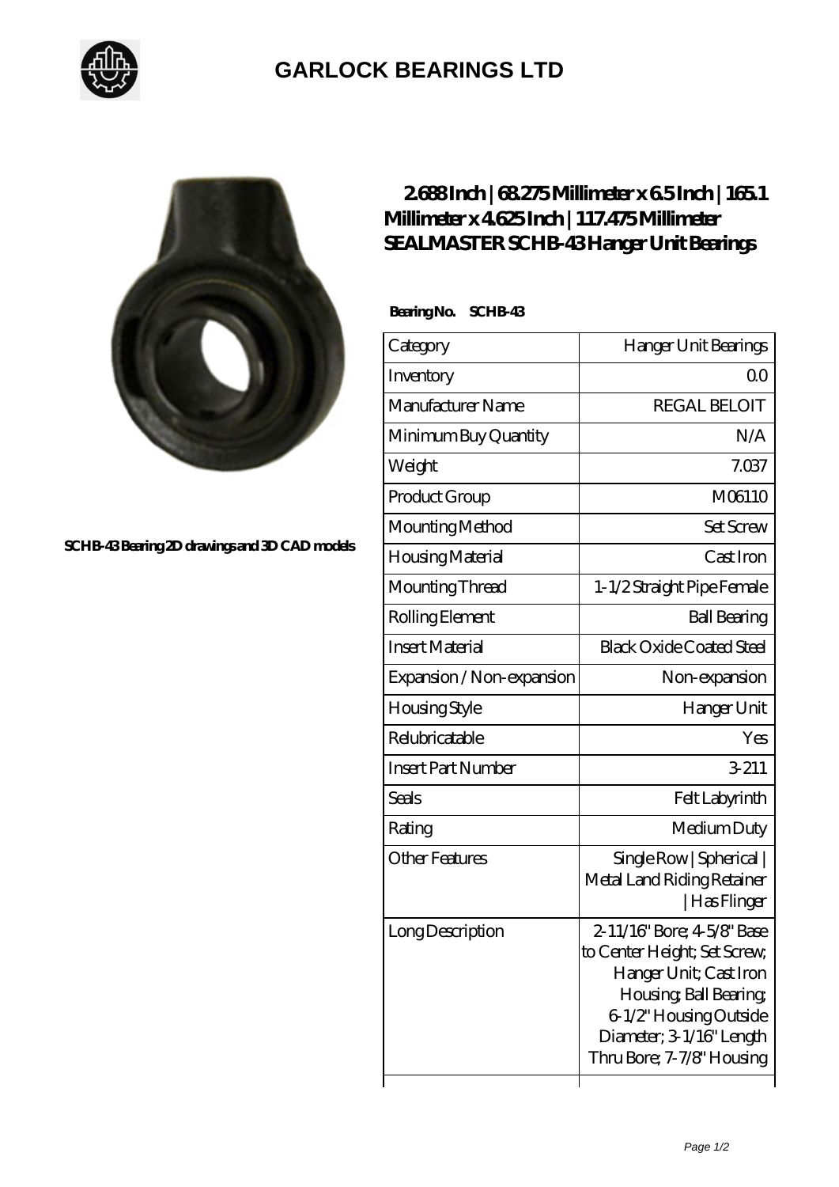# GARLOCK BEARINGS LTD

SCHB-43 Bearing 2D drawings and 3D CAD models

## 2.688 Inch | 68.275 Millimeter x 6.5 Inch | 165.1 Millimeter x 4.625 Inch | 117.475 Millimeter SEALMASTER SCHB-43 Hanger Unit Bearings

**Bearing No. SCHB-43**

| Category | Hanger Unit Bearings |
|---|---|
| Inventory | 0.0 |
| Manufacturer Name | REGAL BELOIT |
| Minimum Buy Quantity | N/A |
| Weight | 7.037 |
| Product Group | M06110 |
| Mounting Method | Set Screw |
| Housing Material | Cast Iron |
| Mounting Thread | 1-1/2 Straight Pipe Female |
| Rolling Element | Ball Bearing |
| Insert Material | Black Oxide Coated Steel |
| Expansion / Non-expansion | Non-expansion |
| Housing Style | Hanger Unit |
| Relubricatable | Yes |
| Insert Part Number | 3-211 |
| Seals | Felt Labyrinth |
| Rating | Medium Duty |
| Other Features | Single Row \| Spherical \| Metal Land Riding Retainer \| Has Flinger |
| Long Description | 2-11/16" Bore; 4-5/8" Base to Center Height; Set Screw; Hanger Unit; Cast Iron Housing; Ball Bearing; 6-1/2" Housing Outside Diameter; 3-1/16" Length Thru Bore; 7-7/8" Housing |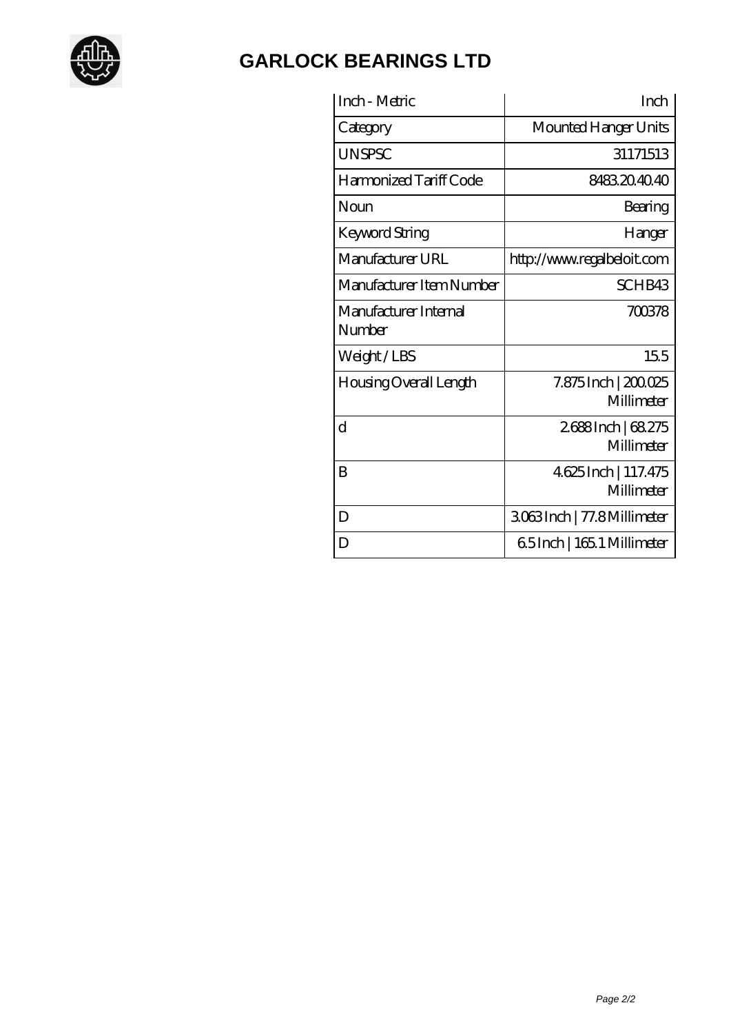## GARLOCK BEARINGS LTD

| | |
|---|---|
| Inch - Metric | Inch |
| Category | Mounted Hanger Units |
| UNSPSC | 31171513 |
| Harmonized Tariff Code | 8483.20.40.40 |
| Noun | Bearing |
| Keyword String | Hanger |
| Manufacturer URL | http://www.regalbeloit.com |
| Manufacturer Item Number | SCHB43 |
| Manufacturer Internal Number | 700378 |
| Weight / LBS | 15.5 |
| Housing Overall Length | 7.875 Inch \| 200.025 Millimeter |
| d | 2.688 Inch \| 68.275 Millimeter |
| B | 4.625 Inch \| 117.475 Millimeter |
| D | 3.063 Inch \| 77.8 Millimeter |
| D | 6.5 Inch \| 165.1 Millimeter |